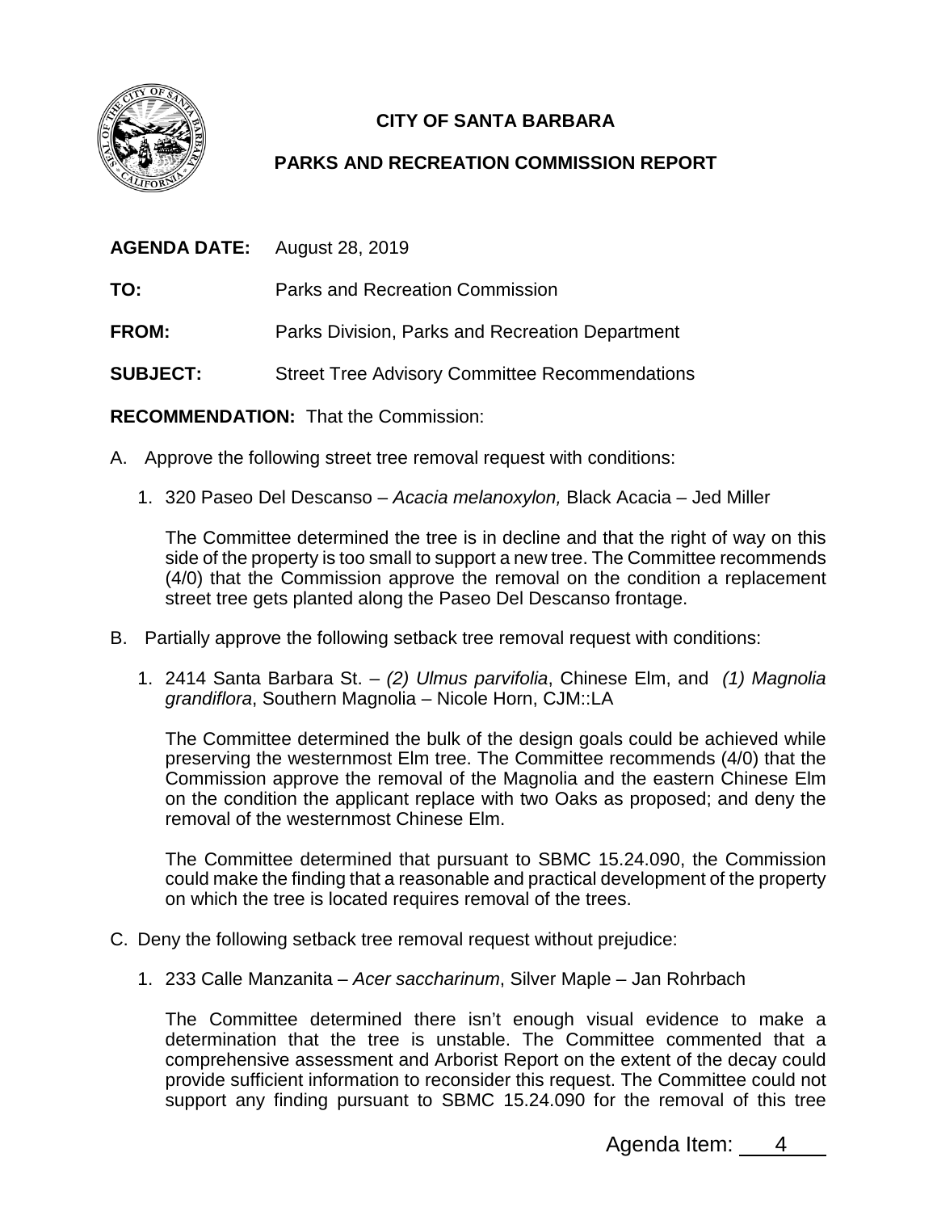# CITY OF SANTA BARBARA

## PARKS AND RECREATION COMMISSION REPORT

**AGENDA DATE:** August 28, 2019

**TO:** Parks and Recreation Commission

**FROM:** Parks Division, Parks and Recreation Department

**SUBJECT:** Street Tree Advisory Committee Recommendations

**RECOMMENDATION:** That the Commission:

A. Approve the following street tree removal request with conditions:

1. 320 Paseo Del Descanso – *Acacia melanoxylon,* Black Acacia – Jed Miller

   The Committee determined the tree is in decline and that the right of way on this side of the property is too small to support a new tree. The Committee recommends (4/0) that the Commission approve the removal on the condition a replacement street tree gets planted along the Paseo Del Descanso frontage.

B. Partially approve the following setback tree removal request with conditions:

1. 2414 Santa Barbara St. – *(2) Ulmus parvifolia*, Chinese Elm, and *(1) Magnolia grandiflora*, Southern Magnolia – Nicole Horn, CJM::LA

   The Committee determined the bulk of the design goals could be achieved while preserving the westernmost Elm tree. The Committee recommends (4/0) that the Commission approve the removal of the Magnolia and the eastern Chinese Elm on the condition the applicant replace with two Oaks as proposed; and deny the removal of the westernmost Chinese Elm.

   The Committee determined that pursuant to SBMC 15.24.090, the Commission could make the finding that a reasonable and practical development of the property on which the tree is located requires removal of the trees.

C. Deny the following setback tree removal request without prejudice:

1. 233 Calle Manzanita – *Acer saccharinum*, Silver Maple – Jan Rohrbach

   The Committee determined there isn't enough visual evidence to make a determination that the tree is unstable. The Committee commented that a comprehensive assessment and Arborist Report on the extent of the decay could provide sufficient information to reconsider this request. The Committee could not support any finding pursuant to SBMC 15.24.090 for the removal of this tree

Agenda Item: 4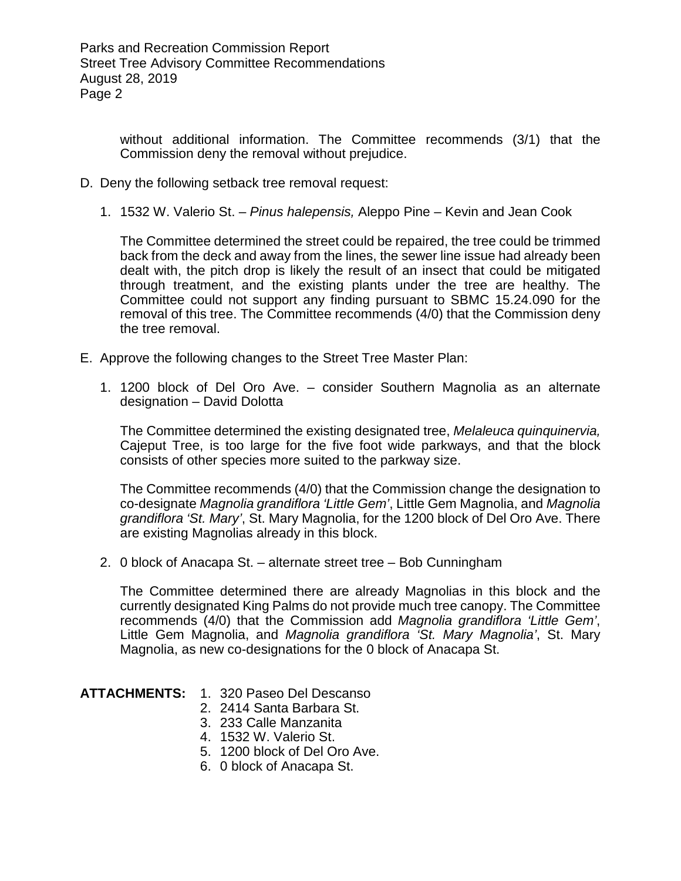without additional information. The Committee recommends (3/1) that the Commission deny the removal without prejudice.

D. Deny the following setback tree removal request:

   1. 1532 W. Valerio St. – *Pinus halepensis,* Aleppo Pine – Kevin and Jean Cook

      The Committee determined the street could be repaired, the tree could be trimmed back from the deck and away from the lines, the sewer line issue had already been dealt with, the pitch drop is likely the result of an insect that could be mitigated through treatment, and the existing plants under the tree are healthy. The Committee could not support any finding pursuant to SBMC 15.24.090 for the removal of this tree. The Committee recommends (4/0) that the Commission deny the tree removal.

E. Approve the following changes to the Street Tree Master Plan:

   1. 1200 block of Del Oro Ave. – consider Southern Magnolia as an alternate designation – David Dolotta

      The Committee determined the existing designated tree, *Melaleuca quinquinervia,* Cajeput Tree, is too large for the five foot wide parkways, and that the block consists of other species more suited to the parkway size.

      The Committee recommends (4/0) that the Commission change the designation to co-designate *Magnolia grandiflora 'Little Gem'*, Little Gem Magnolia, and *Magnolia grandiflora 'St. Mary'*, St. Mary Magnolia, for the 1200 block of Del Oro Ave. There are existing Magnolias already in this block.

   2. 0 block of Anacapa St. – alternate street tree – Bob Cunningham

      The Committee determined there are already Magnolias in this block and the currently designated King Palms do not provide much tree canopy. The Committee recommends (4/0) that the Commission add *Magnolia grandiflora 'Little Gem'*, Little Gem Magnolia, and *Magnolia grandiflora 'St. Mary Magnolia'*, St. Mary Magnolia, as new co-designations for the 0 block of Anacapa St.

**ATTACHMENTS:**
1. 320 Paseo Del Descanso
2. 2414 Santa Barbara St.
3. 233 Calle Manzanita
4. 1532 W. Valerio St.
5. 1200 block of Del Oro Ave.
6. 0 block of Anacapa St.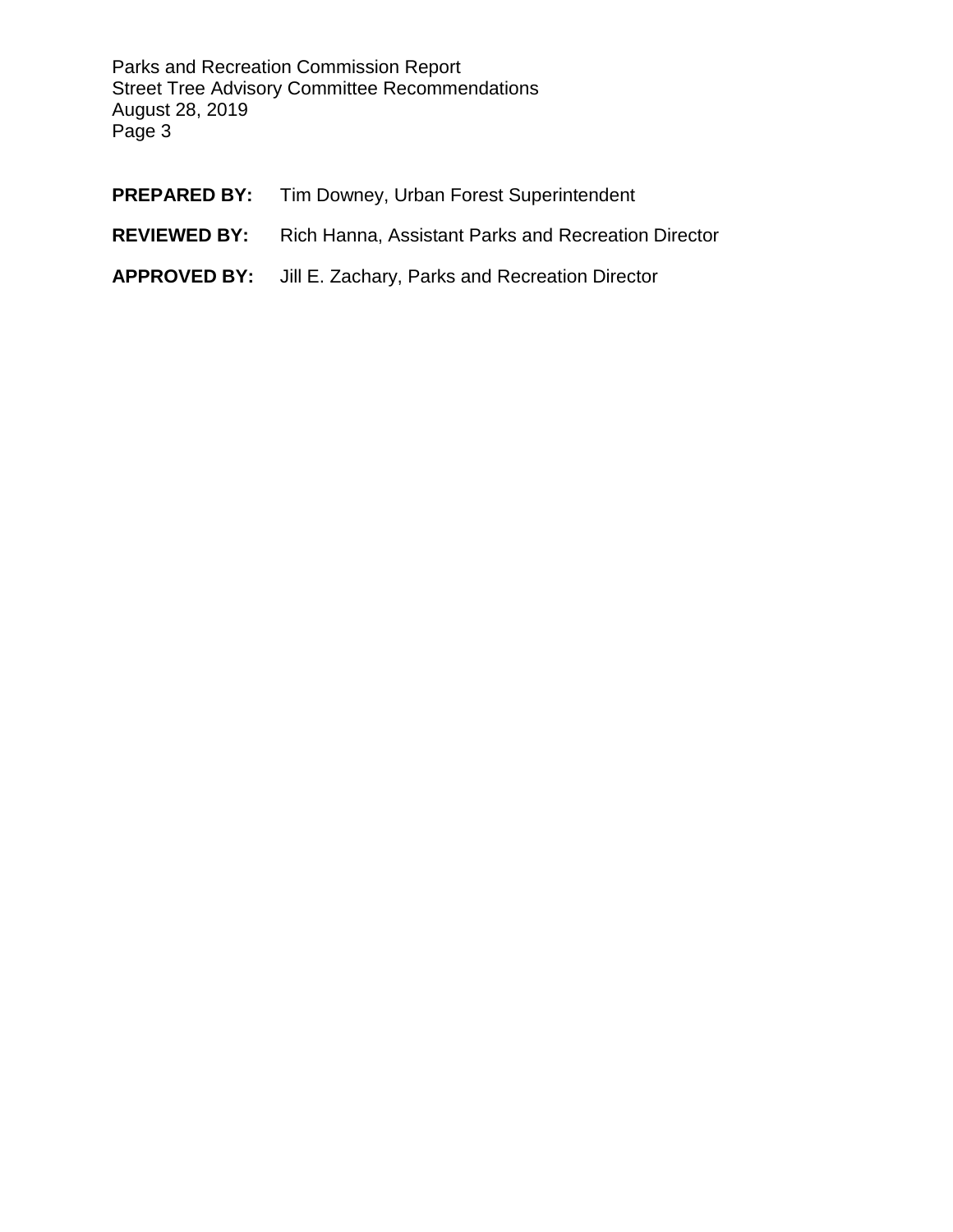**PREPARED BY:** Tim Downey, Urban Forest Superintendent

**REVIEWED BY:** Rich Hanna, Assistant Parks and Recreation Director

**APPROVED BY:** Jill E. Zachary, Parks and Recreation Director